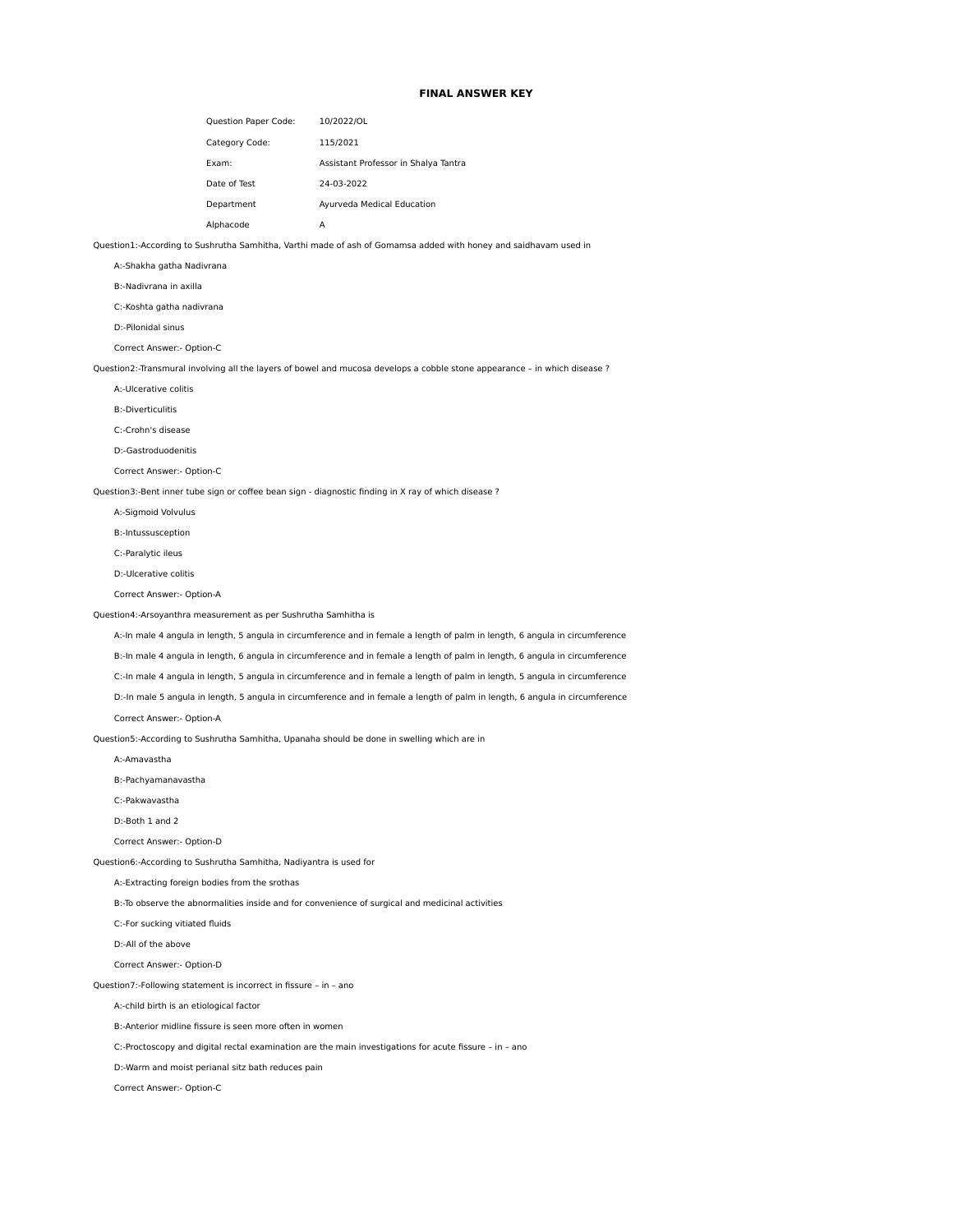## FINAL ANSWER KEY

| | |
|---|---|
| Question Paper Code: | 10/2022/OL |
| Category Code: | 115/2021 |
| Exam: | Assistant Professor in Shalya Tantra |
| Date of Test | 24-03-2022 |
| Department | Ayurveda Medical Education |
| Alphacode | A |

Question1:-According to Sushrutha Samhitha, Varthi made of ash of Gomamsa added with honey and saidhavam used in

A:-Shakha gatha Nadivrana

B:-Nadivrana in axilla

C:-Koshta gatha nadivrana

D:-Pilonidal sinus

Correct Answer:- Option-C

Question2:-Transmural involving all the layers of bowel and mucosa develops a cobble stone appearance – in which disease ?

A:-Ulcerative colitis

B:-Diverticulitis

C:-Crohn's disease

D:-Gastroduodenitis

Correct Answer:- Option-C

Question3:-Bent inner tube sign or coffee bean sign - diagnostic finding in X ray of which disease ?

A:-Sigmoid Volvulus

B:-Intussusception

C:-Paralytic ileus

D:-Ulcerative colitis

Correct Answer:- Option-A

Question4:-Arsoyanthra measurement as per Sushrutha Samhitha is

A:-In male 4 angula in length, 5 angula in circumference and in female a length of palm in length, 6 angula in circumference

B:-In male 4 angula in length, 6 angula in circumference and in female a length of palm in length, 6 angula in circumference

C:-In male 4 angula in length, 5 angula in circumference and in female a length of palm in length, 5 angula in circumference

D:-In male 5 angula in length, 5 angula in circumference and in female a length of palm in length, 6 angula in circumference

Correct Answer:- Option-A

Question5:-According to Sushrutha Samhitha, Upanaha should be done in swelling which are in

A:-Amavastha

B:-Pachyamanavastha

C:-Pakwavastha

D:-Both 1 and 2

Correct Answer:- Option-D

Question6:-According to Sushrutha Samhitha, Nadiyantra is used for

A:-Extracting foreign bodies from the srothas

B:-To observe the abnormalities inside and for convenience of surgical and medicinal activities

C:-For sucking vitiated fluids

D:-All of the above

Correct Answer:- Option-D

Question7:-Following statement is incorrect in fissure – in – ano

A:-child birth is an etiological factor

B:-Anterior midline fissure is seen more often in women

C:-Proctoscopy and digital rectal examination are the main investigations for acute fissure – in – ano

D:-Warm and moist perianal sitz bath reduces pain

Correct Answer:- Option-C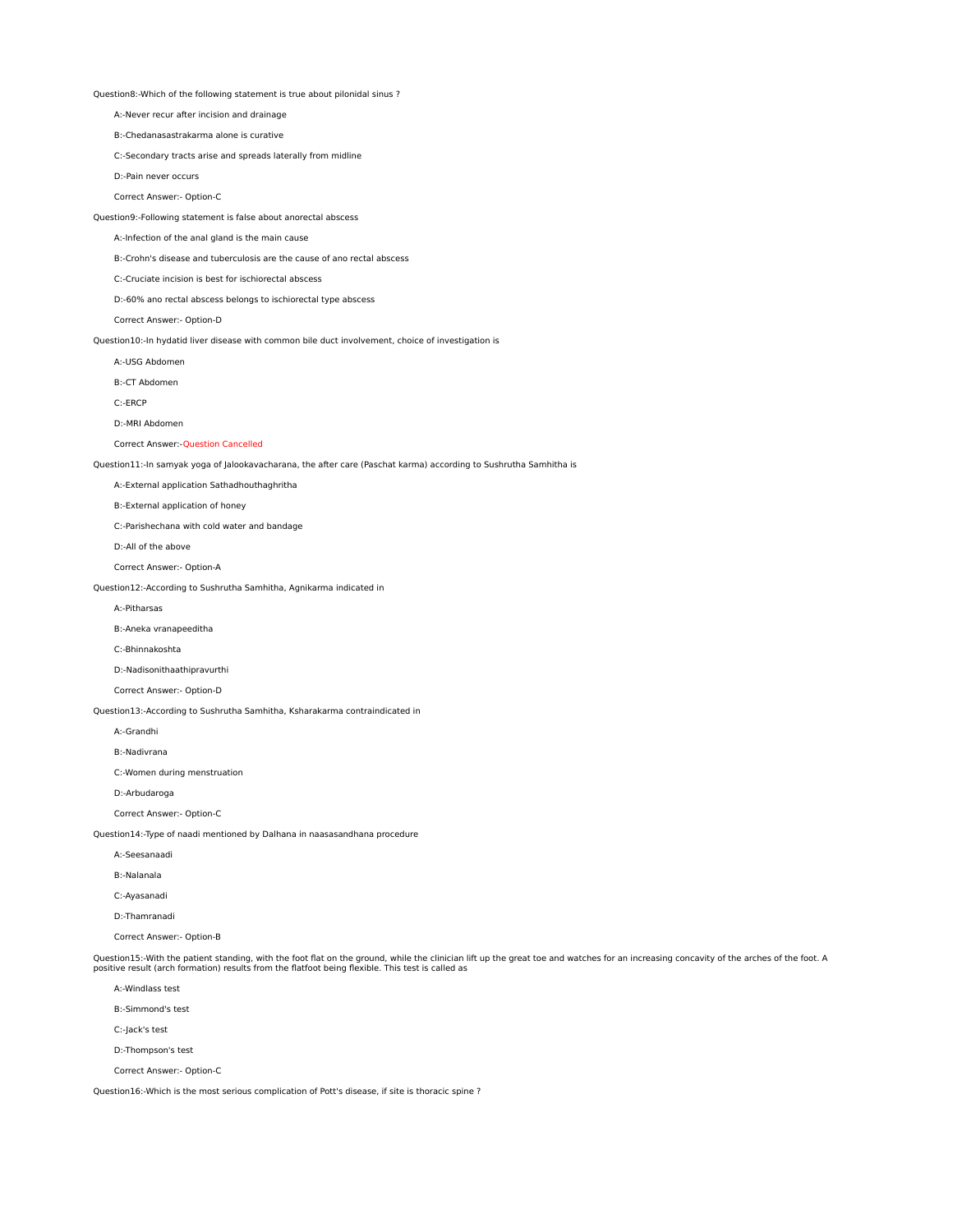Question8:-Which of the following statement is true about pilonidal sinus ?

A:-Never recur after incision and drainage

B:-Chedanasastrakarma alone is curative

C:-Secondary tracts arise and spreads laterally from midline

D:-Pain never occurs

Correct Answer:- Option-C

Question9:-Following statement is false about anorectal abscess

A:-Infection of the anal gland is the main cause

B:-Crohn's disease and tuberculosis are the cause of ano rectal abscess

C:-Cruciate incision is best for ischiorectal abscess

D:-60% ano rectal abscess belongs to ischiorectal type abscess

Correct Answer:- Option-D

Question10:-In hydatid liver disease with common bile duct involvement, choice of investigation is

A:-USG Abdomen

B:-CT Abdomen

C:-ERCP

D:-MRI Abdomen

Correct Answer:-Question Cancelled

Question11:-In samyak yoga of Jalookavacharana, the after care (Paschat karma) according to Sushrutha Samhitha is

A:-External application Sathadhouthaghritha

B:-External application of honey

C:-Parishechana with cold water and bandage

D:-All of the above

Correct Answer:- Option-A

Question12:-According to Sushrutha Samhitha, Agnikarma indicated in

A:-Pitharsas

B:-Aneka vranapeeditha

C:-Bhinnakoshta

D:-Nadisonithaathipravurthi

Correct Answer:- Option-D

Question13:-According to Sushrutha Samhitha, Ksharakarma contraindicated in

A:-Grandhi

B:-Nadivrana

C:-Women during menstruation

D:-Arbudaroga

Correct Answer:- Option-C

Question14:-Type of naadi mentioned by Dalhana in naasasandhana procedure

A:-Seesanaadi

B:-Nalanala

C:-Ayasanadi

D:-Thamranadi

Correct Answer:- Option-B

Question15:-With the patient standing, with the foot flat on the ground, while the clinician lift up the great toe and watches for an increasing concavity of the arches of the foot. A positive result (arch formation) results from the flatfoot being flexible. This test is called as

A:-Windlass test

B:-Simmond's test

C:-Jack's test

D:-Thompson's test

Correct Answer:- Option-C

Question16:-Which is the most serious complication of Pott's disease, if site is thoracic spine ?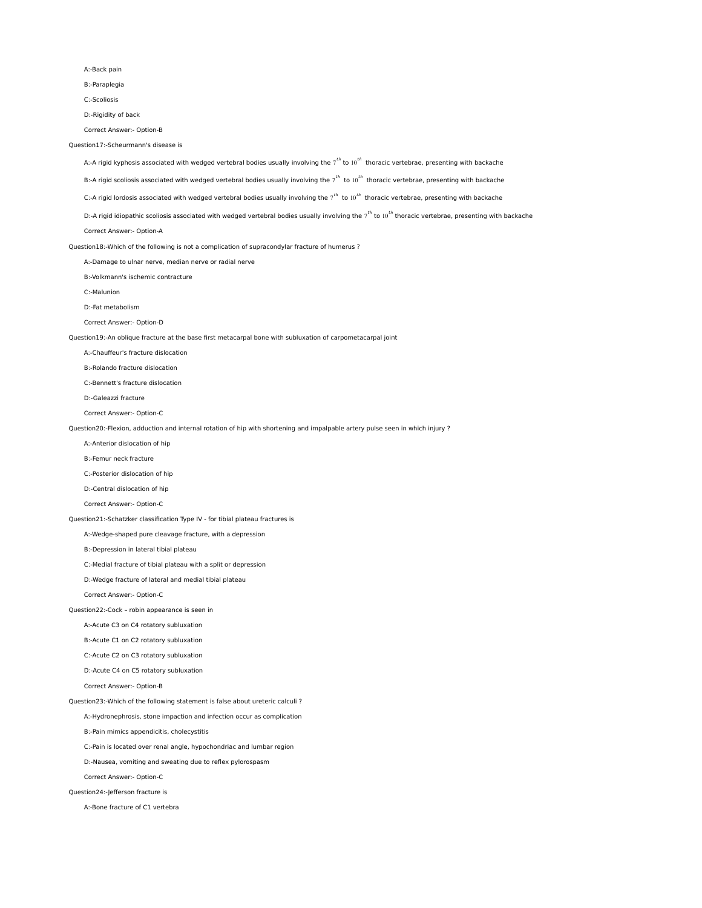A:-Back pain

B:-Paraplegia

C:-Scoliosis

D:-Rigidity of back

Correct Answer:- Option-B

Question17:-Scheurmann's disease is

A:-A rigid kyphosis associated with wedged vertebral bodies usually involving the $7^{th}$ to $10^{th}$ thoracic vertebrae, presenting with backache

B:-A rigid scoliosis associated with wedged vertebral bodies usually involving the $7^{th}$ to $10^{th}$ thoracic vertebrae, presenting with backache

C:-A rigid lordosis associated with wedged vertebral bodies usually involving the $7^{th}$ to $10^{th}$ thoracic vertebrae, presenting with backache

D:-A rigid idiopathic scoliosis associated with wedged vertebral bodies usually involving the $7^{th}$ to $10^{th}$ thoracic vertebrae, presenting with backache

Correct Answer:- Option-A

Question18:-Which of the following is not a complication of supracondylar fracture of humerus ?

A:-Damage to ulnar nerve, median nerve or radial nerve

B:-Volkmann's ischemic contracture

C:-Malunion

D:-Fat metabolism

Correct Answer:- Option-D

Question19:-An oblique fracture at the base first metacarpal bone with subluxation of carpometacarpal joint

A:-Chauffeur's fracture dislocation

B:-Rolando fracture dislocation

C:-Bennett's fracture dislocation

D:-Galeazzi fracture

Correct Answer:- Option-C

Question20:-Flexion, adduction and internal rotation of hip with shortening and impalpable artery pulse seen in which injury ?

A:-Anterior dislocation of hip

B:-Femur neck fracture

C:-Posterior dislocation of hip

D:-Central dislocation of hip

Correct Answer:- Option-C

Question21:-Schatzker classification Type IV - for tibial plateau fractures is

A:-Wedge-shaped pure cleavage fracture, with a depression

B:-Depression in lateral tibial plateau

C:-Medial fracture of tibial plateau with a split or depression

D:-Wedge fracture of lateral and medial tibial plateau

Correct Answer:- Option-C

Question22:-Cock – robin appearance is seen in

A:-Acute C3 on C4 rotatory subluxation

B:-Acute C1 on C2 rotatory subluxation

C:-Acute C2 on C3 rotatory subluxation

D:-Acute C4 on C5 rotatory subluxation

Correct Answer:- Option-B

Question23:-Which of the following statement is false about ureteric calculi ?

A:-Hydronephrosis, stone impaction and infection occur as complication

B:-Pain mimics appendicitis, cholecystitis

C:-Pain is located over renal angle, hypochondriac and lumbar region

D:-Nausea, vomiting and sweating due to reflex pylorospasm

Correct Answer:- Option-C

Question24:-Jefferson fracture is

A:-Bone fracture of C1 vertebra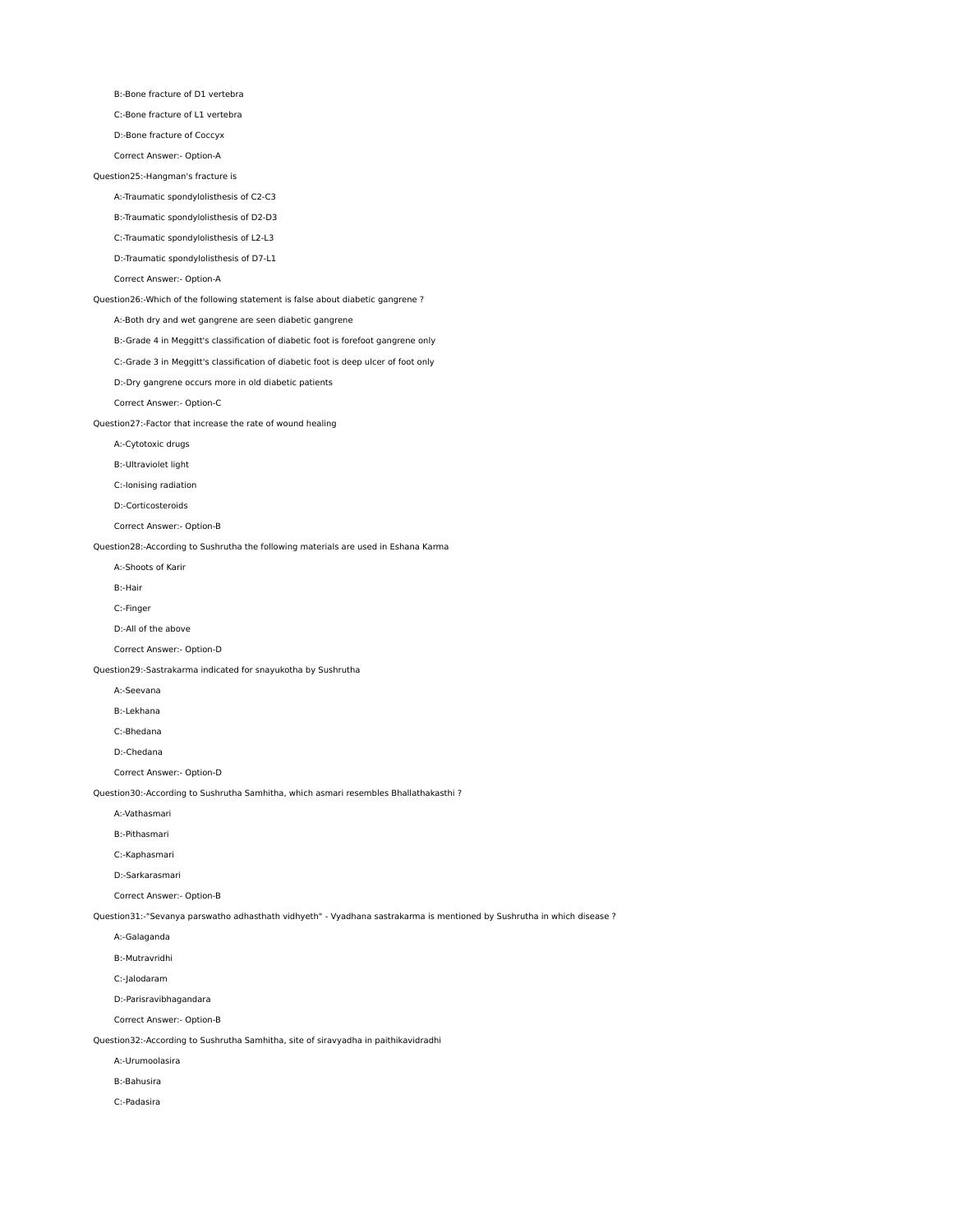B:-Bone fracture of D1 vertebra

C:-Bone fracture of L1 vertebra

D:-Bone fracture of Coccyx

Correct Answer:- Option-A

Question25:-Hangman's fracture is

A:-Traumatic spondylolisthesis of C2-C3

B:-Traumatic spondylolisthesis of D2-D3

C:-Traumatic spondylolisthesis of L2-L3

D:-Traumatic spondylolisthesis of D7-L1

Correct Answer:- Option-A

Question26:-Which of the following statement is false about diabetic gangrene ?

A:-Both dry and wet gangrene are seen diabetic gangrene

B:-Grade 4 in Meggitt's classification of diabetic foot is forefoot gangrene only

C:-Grade 3 in Meggitt's classification of diabetic foot is deep ulcer of foot only

D:-Dry gangrene occurs more in old diabetic patients

Correct Answer:- Option-C

Question27:-Factor that increase the rate of wound healing

A:-Cytotoxic drugs

B:-Ultraviolet light

C:-Ionising radiation

D:-Corticosteroids

Correct Answer:- Option-B

Question28:-According to Sushrutha the following materials are used in Eshana Karma

A:-Shoots of Karir

B:-Hair

C:-Finger

D:-All of the above

Correct Answer:- Option-D

Question29:-Sastrakarma indicated for snayukotha by Sushrutha

A:-Seevana

B:-Lekhana

C:-Bhedana

D:-Chedana

Correct Answer:- Option-D

Question30:-According to Sushrutha Samhitha, which asmari resembles Bhallathakasthi ?

A:-Vathasmari

B:-Pithasmari

C:-Kaphasmari

D:-Sarkarasmari

Correct Answer:- Option-B

Question31:-"Sevanya parswatho adhasthath vidhyeth" - Vyadhana sastrakarma is mentioned by Sushrutha in which disease ?

A:-Galaganda

B:-Mutravridhi

C:-Jalodaram

D:-Parisravibhagandara

Correct Answer:- Option-B

Question32:-According to Sushrutha Samhitha, site of siravyadha in paithikavidradhi

A:-Urumoolasira

B:-Bahusira

C:-Padasira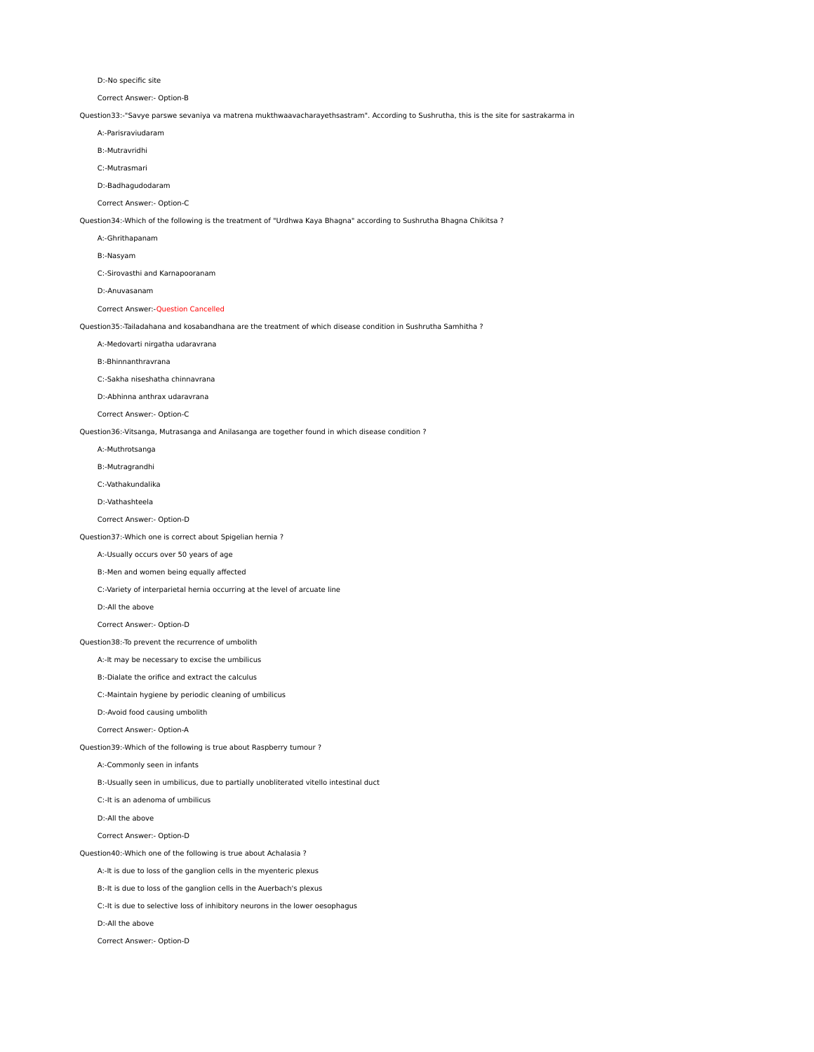D:-No specific site

Correct Answer:- Option-B

Question33:-"Savye parswe sevaniya va matrena mukthwaavacharayethsastram". According to Sushrutha, this is the site for sastrakarma in

A:-Parisraviudaram

B:-Mutravridhi

C:-Mutrasmari

D:-Badhagudodaram

Correct Answer:- Option-C

Question34:-Which of the following is the treatment of "Urdhwa Kaya Bhagna" according to Sushrutha Bhagna Chikitsa ?

A:-Ghrithapanam

B:-Nasyam

C:-Sirovasthi and Karnapooranam

D:-Anuvasanam

Correct Answer:-Question Cancelled

Question35:-Tailadahana and kosabandhana are the treatment of which disease condition in Sushrutha Samhitha ?

A:-Medovarti nirgatha udaravrana

B:-Bhinnanthravrana

C:-Sakha niseshatha chinnavrana

D:-Abhinna anthrax udaravrana

Correct Answer:- Option-C

Question36:-Vitsanga, Mutrasanga and Anilasanga are together found in which disease condition ?

A:-Muthrotsanga

B:-Mutragrandhi

C:-Vathakundalika

D:-Vathashteela

Correct Answer:- Option-D

Question37:-Which one is correct about Spigelian hernia ?

A:-Usually occurs over 50 years of age

B:-Men and women being equally affected

C:-Variety of interparietal hernia occurring at the level of arcuate line

D:-All the above

Correct Answer:- Option-D

Question38:-To prevent the recurrence of umbolith

A:-It may be necessary to excise the umbilicus

B:-Dialate the orifice and extract the calculus

C:-Maintain hygiene by periodic cleaning of umbilicus

D:-Avoid food causing umbolith

Correct Answer:- Option-A

Question39:-Which of the following is true about Raspberry tumour ?

A:-Commonly seen in infants

B:-Usually seen in umbilicus, due to partially unobliterated vitello intestinal duct

C:-It is an adenoma of umbilicus

D:-All the above

Correct Answer:- Option-D

Question40:-Which one of the following is true about Achalasia ?

A:-It is due to loss of the ganglion cells in the myenteric plexus

B:-It is due to loss of the ganglion cells in the Auerbach's plexus

C:-It is due to selective loss of inhibitory neurons in the lower oesophagus

D:-All the above

Correct Answer:- Option-D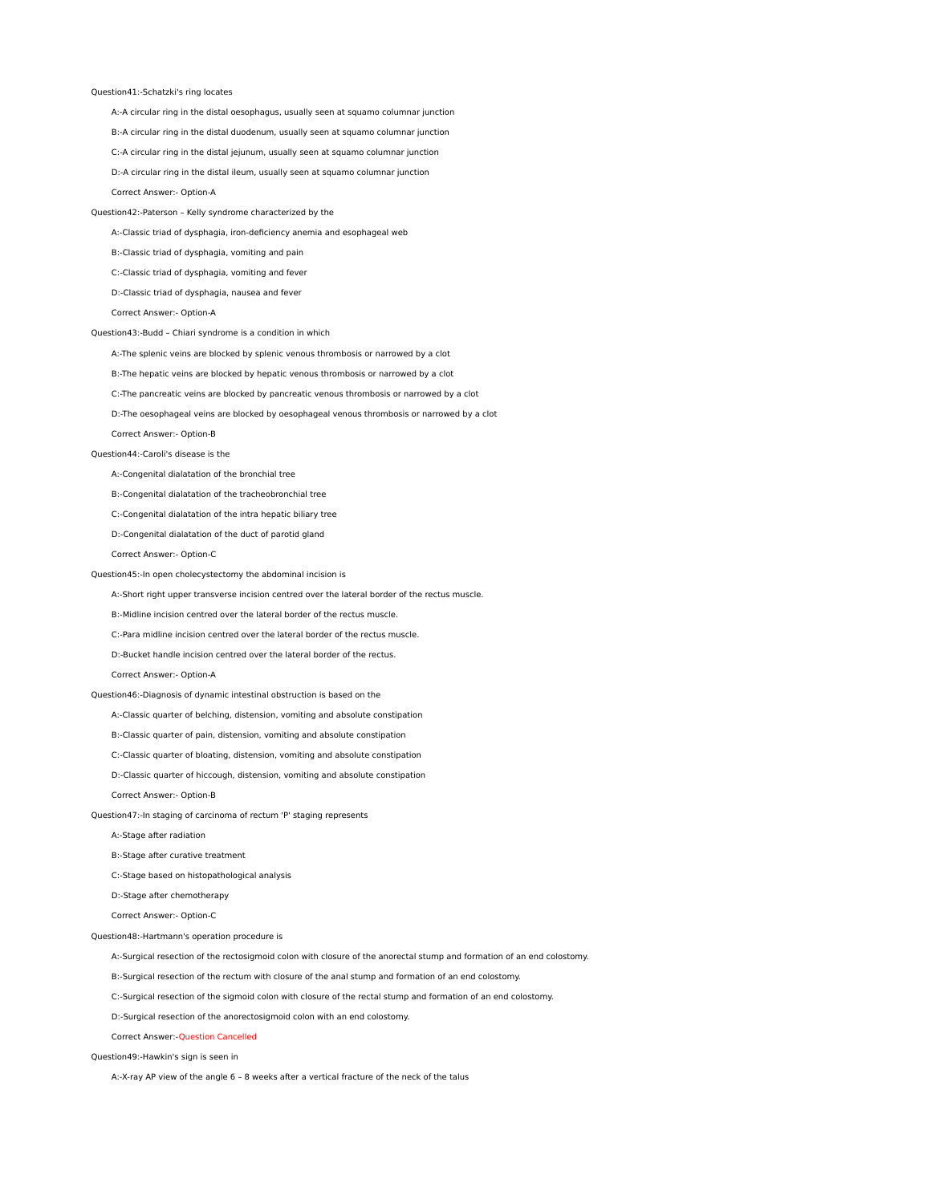Question41:-Schatzki's ring locates

A:-A circular ring in the distal oesophagus, usually seen at squamo columnar junction

B:-A circular ring in the distal duodenum, usually seen at squamo columnar junction

C:-A circular ring in the distal jejunum, usually seen at squamo columnar junction

D:-A circular ring in the distal ileum, usually seen at squamo columnar junction

Correct Answer:- Option-A

Question42:-Paterson – Kelly syndrome characterized by the

A:-Classic triad of dysphagia, iron-deficiency anemia and esophageal web

B:-Classic triad of dysphagia, vomiting and pain

C:-Classic triad of dysphagia, vomiting and fever

D:-Classic triad of dysphagia, nausea and fever

Correct Answer:- Option-A

Question43:-Budd – Chiari syndrome is a condition in which

A:-The splenic veins are blocked by splenic venous thrombosis or narrowed by a clot

B:-The hepatic veins are blocked by hepatic venous thrombosis or narrowed by a clot

C:-The pancreatic veins are blocked by pancreatic venous thrombosis or narrowed by a clot

D:-The oesophageal veins are blocked by oesophageal venous thrombosis or narrowed by a clot

Correct Answer:- Option-B

Question44:-Caroli's disease is the

A:-Congenital dialatation of the bronchial tree

B:-Congenital dialatation of the tracheobronchial tree

C:-Congenital dialatation of the intra hepatic biliary tree

D:-Congenital dialatation of the duct of parotid gland

Correct Answer:- Option-C

Question45:-In open cholecystectomy the abdominal incision is

A:-Short right upper transverse incision centred over the lateral border of the rectus muscle.

B:-Midline incision centred over the lateral border of the rectus muscle.

C:-Para midline incision centred over the lateral border of the rectus muscle.

D:-Bucket handle incision centred over the lateral border of the rectus.

Correct Answer:- Option-A

Question46:-Diagnosis of dynamic intestinal obstruction is based on the

A:-Classic quarter of belching, distension, vomiting and absolute constipation

B:-Classic quarter of pain, distension, vomiting and absolute constipation

C:-Classic quarter of bloating, distension, vomiting and absolute constipation

D:-Classic quarter of hiccough, distension, vomiting and absolute constipation

Correct Answer:- Option-B

Question47:-In staging of carcinoma of rectum 'P' staging represents

A:-Stage after radiation

B:-Stage after curative treatment

C:-Stage based on histopathological analysis

D:-Stage after chemotherapy

Correct Answer:- Option-C

Question48:-Hartmann's operation procedure is

A:-Surgical resection of the rectosigmoid colon with closure of the anorectal stump and formation of an end colostomy.

B:-Surgical resection of the rectum with closure of the anal stump and formation of an end colostomy.

C:-Surgical resection of the sigmoid colon with closure of the rectal stump and formation of an end colostomy.

D:-Surgical resection of the anorectosigmoid colon with an end colostomy.

Correct Answer:-Question Cancelled

Question49:-Hawkin's sign is seen in

A:-X-ray AP view of the angle 6 – 8 weeks after a vertical fracture of the neck of the talus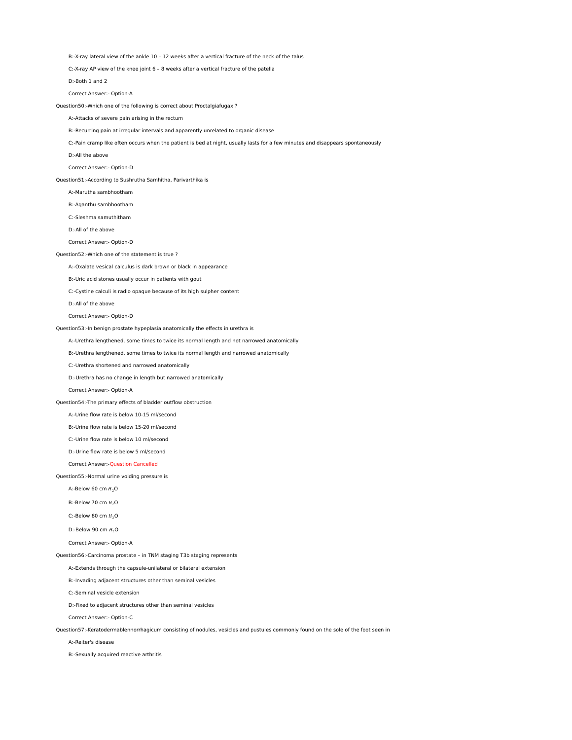B:-X-ray lateral view of the ankle 10 – 12 weeks after a vertical fracture of the neck of the talus

C:-X-ray AP view of the knee joint 6 – 8 weeks after a vertical fracture of the patella

D:-Both 1 and 2

Correct Answer:- Option-A

Question50:-Which one of the following is correct about Proctalgiafugax ?

A:-Attacks of severe pain arising in the rectum

B:-Recurring pain at irregular intervals and apparently unrelated to organic disease

C:-Pain cramp like often occurs when the patient is bed at night, usually lasts for a few minutes and disappears spontaneously

D:-All the above

Correct Answer:- Option-D

Question51:-According to Sushrutha Samhitha, Parivarthika is

A:-Marutha sambhootham

B:-Aganthu sambhootham

C:-Sleshma samuthitham

D:-All of the above

Correct Answer:- Option-D

Question52:-Which one of the statement is true ?

A:-Oxalate vesical calculus is dark brown or black in appearance

B:-Uric acid stones usually occur in patients with gout

C:-Cystine calculi is radio opaque because of its high sulpher content

D:-All of the above

Correct Answer:- Option-D

Question53:-In benign prostate hypeplasia anatomically the effects in urethra is

A:-Urethra lengthened, some times to twice its normal length and not narrowed anatomically

B:-Urethra lengthened, some times to twice its normal length and narrowed anatomically

C:-Urethra shortened and narrowed anatomically

D:-Urethra has no change in length but narrowed anatomically

Correct Answer:- Option-A

Question54:-The primary effects of bladder outflow obstruction

A:-Urine flow rate is below 10-15 ml/second

B:-Urine flow rate is below 15-20 ml/second

C:-Urine flow rate is below 10 ml/second

D:-Urine flow rate is below 5 ml/second

Correct Answer:-Question Cancelled

Question55:-Normal urine voiding pressure is

A:-Below 60 cm $H_2O$

B:-Below 70 cm $H_2O$

C:-Below 80 cm $H_2O$

D:-Below 90 cm $H_2O$

Correct Answer:- Option-A

Question56:-Carcinoma prostate – in TNM staging T3b staging represents

A:-Extends through the capsule-unilateral or bilateral extension

B:-Invading adjacent structures other than seminal vesicles

C:-Seminal vesicle extension

D:-Fixed to adjacent structures other than seminal vesicles

Correct Answer:- Option-C

Question57:-Keratodermablennorrhagicum consisting of nodules, vesicles and pustules commonly found on the sole of the foot seen in

A:-Reiter's disease

B:-Sexually acquired reactive arthritis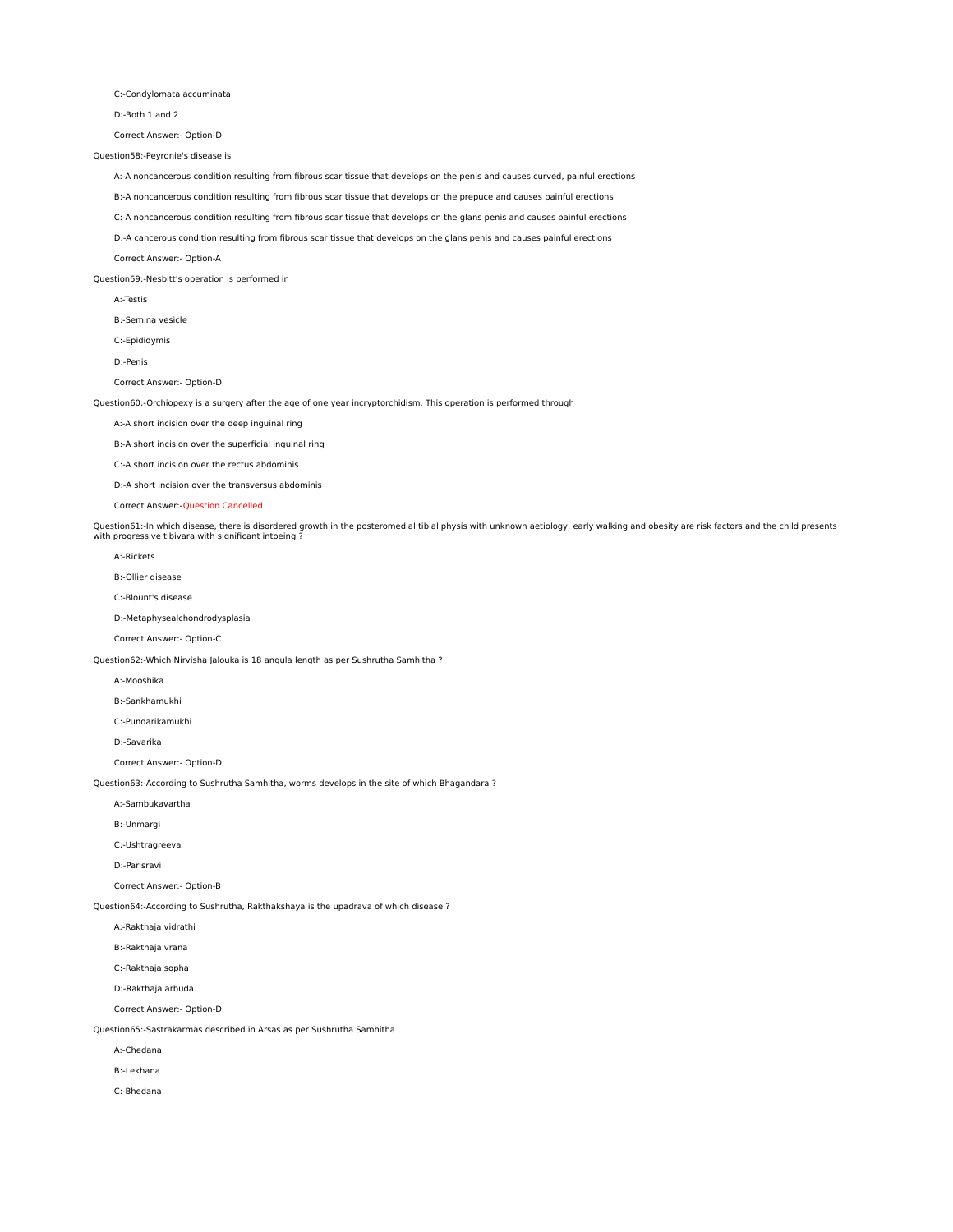C:-Condylomata accuminata

D:-Both 1 and 2

Correct Answer:- Option-D

Question58:-Peyronie's disease is

A:-A noncancerous condition resulting from fibrous scar tissue that develops on the penis and causes curved, painful erections

B:-A noncancerous condition resulting from fibrous scar tissue that develops on the prepuce and causes painful erections

C:-A noncancerous condition resulting from fibrous scar tissue that develops on the glans penis and causes painful erections

D:-A cancerous condition resulting from fibrous scar tissue that develops on the glans penis and causes painful erections

Correct Answer:- Option-A

Question59:-Nesbitt's operation is performed in

A:-Testis

B:-Semina vesicle

C:-Epididymis

D:-Penis

Correct Answer:- Option-D

Question60:-Orchiopexy is a surgery after the age of one year incryptorchidism. This operation is performed through

A:-A short incision over the deep inguinal ring

B:-A short incision over the superficial inguinal ring

C:-A short incision over the rectus abdominis

D:-A short incision over the transversus abdominis

Correct Answer:-Question Cancelled

Question61:-In which disease, there is disordered growth in the posteromedial tibial physis with unknown aetiology, early walking and obesity are risk factors and the child presents with progressive tibivara with significant intoeing ?

A:-Rickets

B:-Ollier disease

C:-Blount's disease

D:-Metaphysealchondrodysplasia

Correct Answer:- Option-C

Question62:-Which Nirvisha Jalouka is 18 angula length as per Sushrutha Samhitha ?

A:-Mooshika

B:-Sankhamukhi

C:-Pundarikamukhi

D:-Savarika

Correct Answer:- Option-D

Question63:-According to Sushrutha Samhitha, worms develops in the site of which Bhagandara ?

A:-Sambukavartha

B:-Unmargi

C:-Ushtragreeva

D:-Parisravi

Correct Answer:- Option-B

Question64:-According to Sushrutha, Rakthakshaya is the upadrava of which disease ?

A:-Rakthaja vidrathi

B:-Rakthaja vrana

C:-Rakthaja sopha

D:-Rakthaja arbuda

Correct Answer:- Option-D

Question65:-Sastrakarmas described in Arsas as per Sushrutha Samhitha

A:-Chedana

B:-Lekhana

C:-Bhedana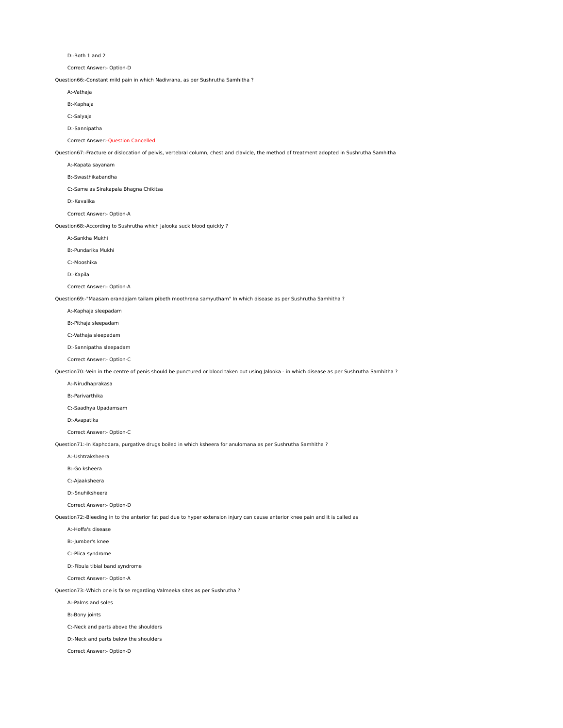D:-Both 1 and 2

Correct Answer:- Option-D

Question66:-Constant mild pain in which Nadivrana, as per Sushrutha Samhitha ?

A:-Vathaja

B:-Kaphaja

C:-Salyaja

D:-Sannipatha

Correct Answer:-Question Cancelled

Question67:-Fracture or dislocation of pelvis, vertebral column, chest and clavicle, the method of treatment adopted in Sushrutha Samhitha

A:-Kapata sayanam

B:-Swasthikabandha

C:-Same as Sirakapala Bhagna Chikitsa

D:-Kavalika

Correct Answer:- Option-A

Question68:-According to Sushrutha which Jalooka suck blood quickly ?

A:-Sankha Mukhi

B:-Pundarika Mukhi

C:-Mooshika

D:-Kapila

Correct Answer:- Option-A

Question69:-"Maasam erandajam tailam pibeth moothrena samyutham" In which disease as per Sushrutha Samhitha ?

A:-Kaphaja sleepadam

B:-Pithaja sleepadam

C:-Vathaja sleepadam

D:-Sannipatha sleepadam

Correct Answer:- Option-C

Question70:-Vein in the centre of penis should be punctured or blood taken out using Jalooka - in which disease as per Sushrutha Samhitha ?

A:-Nirudhaprakasa

B:-Parivarthika

C:-Saadhya Upadamsam

D:-Avapatika

Correct Answer:- Option-C

Question71:-In Kaphodara, purgative drugs boiled in which ksheera for anulomana as per Sushrutha Samhitha ?

A:-Ushtraksheera

B:-Go ksheera

C:-Ajaaksheera

D:-Snuhiksheera

Correct Answer:- Option-D

Question72:-Bleeding in to the anterior fat pad due to hyper extension injury can cause anterior knee pain and it is called as

A:-Hoffa's disease

B:-Jumber's knee

C:-Plica syndrome

D:-Fibula tibial band syndrome

Correct Answer:- Option-A

Question73:-Which one is false regarding Valmeeka sites as per Sushrutha ?

A:-Palms and soles

B:-Bony joints

C:-Neck and parts above the shoulders

D:-Neck and parts below the shoulders

Correct Answer:- Option-D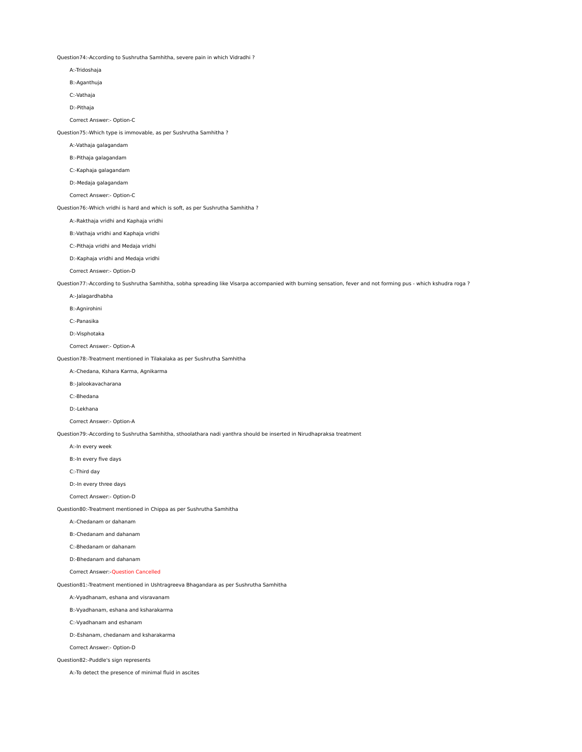Question74:-According to Sushrutha Samhitha, severe pain in which Vidradhi ?

A:-Tridoshaja

B:-Aganthuja

C:-Vathaja

D:-Pithaja

Correct Answer:- Option-C

Question75:-Which type is immovable, as per Sushrutha Samhitha ?

A:-Vathaja galagandam

B:-Pithaja galagandam

C:-Kaphaja galagandam

D:-Medaja galagandam

Correct Answer:- Option-C

Question76:-Which vridhi is hard and which is soft, as per Sushrutha Samhitha ?

A:-Rakthaja vridhi and Kaphaja vridhi

B:-Vathaja vridhi and Kaphaja vridhi

C:-Pithaja vridhi and Medaja vridhi

D:-Kaphaja vridhi and Medaja vridhi

Correct Answer:- Option-D

Question77:-According to Sushrutha Samhitha, sobha spreading like Visarpa accompanied with burning sensation, fever and not forming pus - which kshudra roga ?

A:-Jalagardhabha

B:-Agnirohini

C:-Panasika

D:-Visphotaka

Correct Answer:- Option-A

Question78:-Treatment mentioned in Tilakalaka as per Sushrutha Samhitha

A:-Chedana, Kshara Karma, Agnikarma

B:-Jalookavacharana

C:-Bhedana

D:-Lekhana

Correct Answer:- Option-A

Question79:-According to Sushrutha Samhitha, sthoolathara nadi yanthra should be inserted in Nirudhapraksa treatment

A:-In every week

B:-In every five days

C:-Third day

D:-In every three days

Correct Answer:- Option-D

Question80:-Treatment mentioned in Chippa as per Sushrutha Samhitha

A:-Chedanam or dahanam

B:-Chedanam and dahanam

C:-Bhedanam or dahanam

D:-Bhedanam and dahanam

Correct Answer:-Question Cancelled

Question81:-Treatment mentioned in Ushtragreeva Bhagandara as per Sushrutha Samhitha

A:-Vyadhanam, eshana and visravanam

B:-Vyadhanam, eshana and ksharakarma

C:-Vyadhanam and eshanam

D:-Eshanam, chedanam and ksharakarma

Correct Answer:- Option-D

Question82:-Puddle's sign represents

A:-To detect the presence of minimal fluid in ascites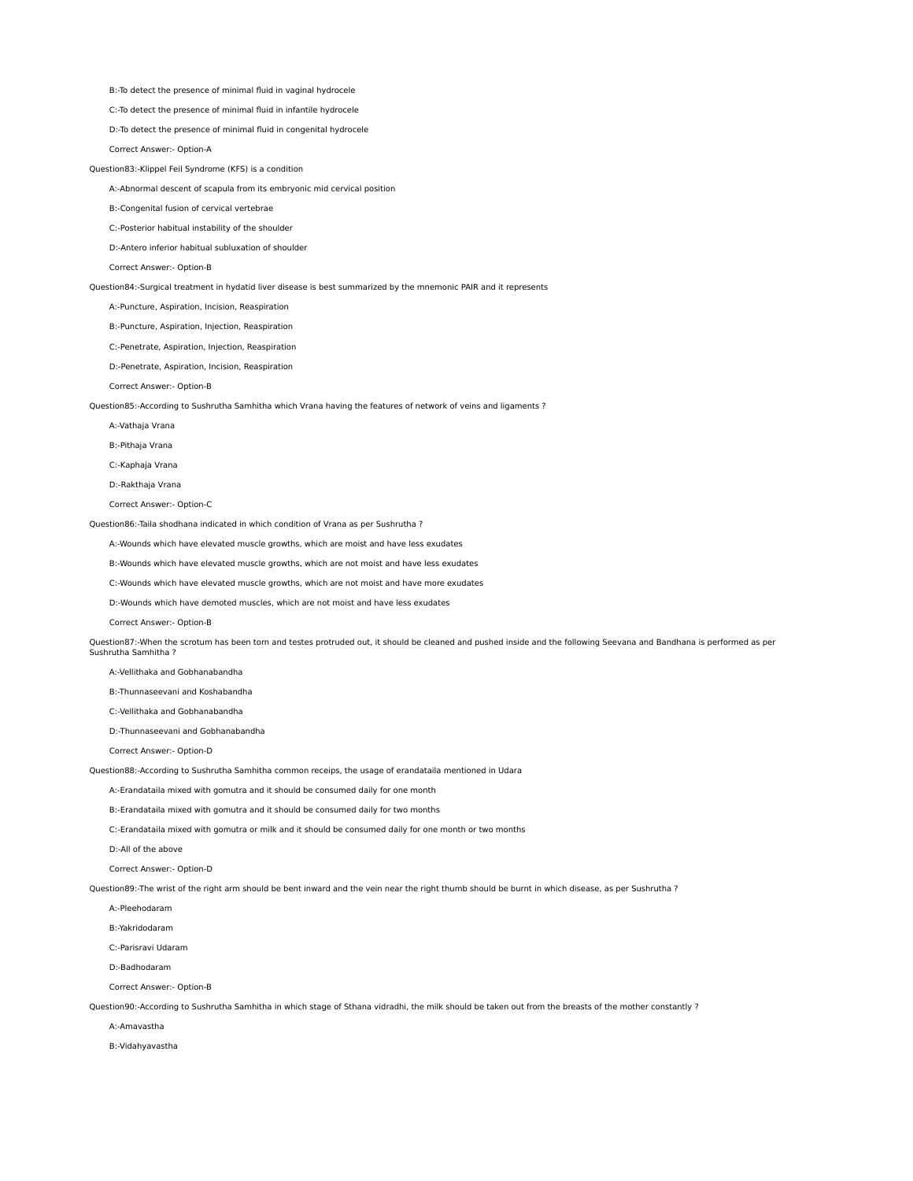B:-To detect the presence of minimal fluid in vaginal hydrocele

C:-To detect the presence of minimal fluid in infantile hydrocele

D:-To detect the presence of minimal fluid in congenital hydrocele

Correct Answer:- Option-A

Question83:-Klippel Feil Syndrome (KFS) is a condition

A:-Abnormal descent of scapula from its embryonic mid cervical position

B:-Congenital fusion of cervical vertebrae

C:-Posterior habitual instability of the shoulder

D:-Antero inferior habitual subluxation of shoulder

Correct Answer:- Option-B

Question84:-Surgical treatment in hydatid liver disease is best summarized by the mnemonic PAIR and it represents

A:-Puncture, Aspiration, Incision, Reaspiration

B:-Puncture, Aspiration, Injection, Reaspiration

C:-Penetrate, Aspiration, Injection, Reaspiration

D:-Penetrate, Aspiration, Incision, Reaspiration

Correct Answer:- Option-B

Question85:-According to Sushrutha Samhitha which Vrana having the features of network of veins and ligaments ?

A:-Vathaja Vrana

B:-Pithaja Vrana

C:-Kaphaja Vrana

D:-Rakthaja Vrana

Correct Answer:- Option-C

Question86:-Taila shodhana indicated in which condition of Vrana as per Sushrutha ?

A:-Wounds which have elevated muscle growths, which are moist and have less exudates

B:-Wounds which have elevated muscle growths, which are not moist and have less exudates

C:-Wounds which have elevated muscle growths, which are not moist and have more exudates

D:-Wounds which have demoted muscles, which are not moist and have less exudates

Correct Answer:- Option-B

Question87:-When the scrotum has been torn and testes protruded out, it should be cleaned and pushed inside and the following Seevana and Bandhana is performed as per Sushrutha Samhitha ?

A:-Vellithaka and Gobhanabandha

B:-Thunnaseevani and Koshabandha

C:-Vellithaka and Gobhanabandha

D:-Thunnaseevani and Gobhanabandha

Correct Answer:- Option-D

Question88:-According to Sushrutha Samhitha common receips, the usage of erandataila mentioned in Udara

A:-Erandataila mixed with gomutra and it should be consumed daily for one month

B:-Erandataila mixed with gomutra and it should be consumed daily for two months

C:-Erandataila mixed with gomutra or milk and it should be consumed daily for one month or two months

D:-All of the above

Correct Answer:- Option-D

Question89:-The wrist of the right arm should be bent inward and the vein near the right thumb should be burnt in which disease, as per Sushrutha ?

A:-Pleehodaram

B:-Yakridodaram

C:-Parisravi Udaram

D:-Badhodaram

Correct Answer:- Option-B

Question90:-According to Sushrutha Samhitha in which stage of Sthana vidradhi, the milk should be taken out from the breasts of the mother constantly ?

A:-Amavastha

B:-Vidahyavastha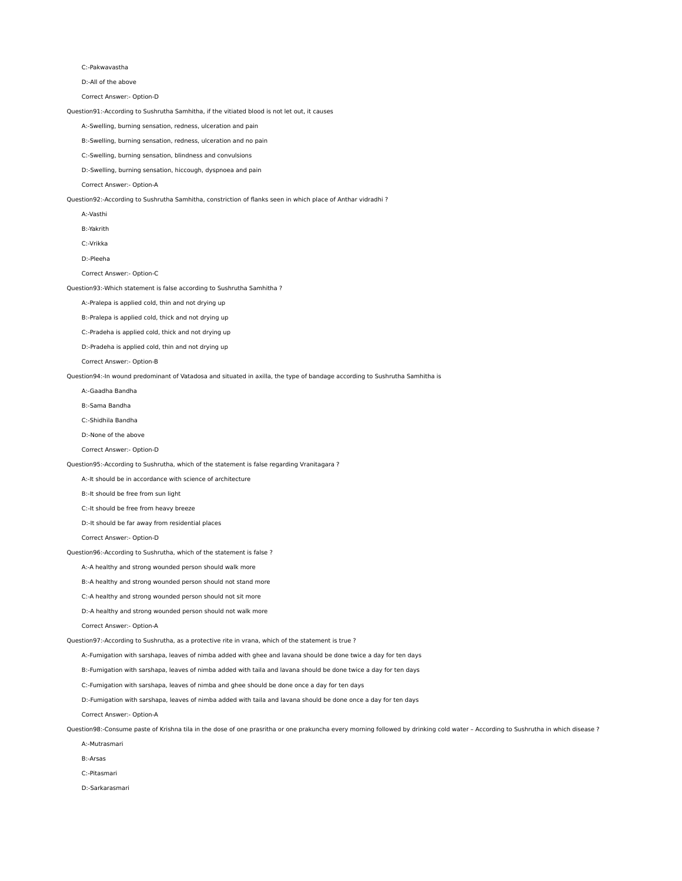C:-Pakwavastha

D:-All of the above

Correct Answer:- Option-D

Question91:-According to Sushrutha Samhitha, if the vitiated blood is not let out, it causes

A:-Swelling, burning sensation, redness, ulceration and pain

B:-Swelling, burning sensation, redness, ulceration and no pain

C:-Swelling, burning sensation, blindness and convulsions

D:-Swelling, burning sensation, hiccough, dyspnoea and pain

Correct Answer:- Option-A

Question92:-According to Sushrutha Samhitha, constriction of flanks seen in which place of Anthar vidradhi ?

A:-Vasthi

B:-Yakrith

C:-Vrikka

D:-Pleeha

Correct Answer:- Option-C

Question93:-Which statement is false according to Sushrutha Samhitha ?

A:-Pralepa is applied cold, thin and not drying up

B:-Pralepa is applied cold, thick and not drying up

C:-Pradeha is applied cold, thick and not drying up

D:-Pradeha is applied cold, thin and not drying up

Correct Answer:- Option-B

Question94:-In wound predominant of Vatadosa and situated in axilla, the type of bandage according to Sushrutha Samhitha is

A:-Gaadha Bandha

B:-Sama Bandha

C:-Shidhila Bandha

D:-None of the above

Correct Answer:- Option-D

Question95:-According to Sushrutha, which of the statement is false regarding Vranitagara ?

A:-It should be in accordance with science of architecture

B:-It should be free from sun light

C:-It should be free from heavy breeze

D:-It should be far away from residential places

Correct Answer:- Option-D

Question96:-According to Sushrutha, which of the statement is false ?

A:-A healthy and strong wounded person should walk more

B:-A healthy and strong wounded person should not stand more

C:-A healthy and strong wounded person should not sit more

D:-A healthy and strong wounded person should not walk more

Correct Answer:- Option-A

Question97:-According to Sushrutha, as a protective rite in vrana, which of the statement is true ?

A:-Fumigation with sarshapa, leaves of nimba added with ghee and lavana should be done twice a day for ten days

B:-Fumigation with sarshapa, leaves of nimba added with taila and lavana should be done twice a day for ten days

C:-Fumigation with sarshapa, leaves of nimba and ghee should be done once a day for ten days

D:-Fumigation with sarshapa, leaves of nimba added with taila and lavana should be done once a day for ten days

Correct Answer:- Option-A

Question98:-Consume paste of Krishna tila in the dose of one prasritha or one prakuncha every morning followed by drinking cold water – According to Sushrutha in which disease ?

A:-Mutrasmari

B:-Arsas

C:-Pitasmari

D:-Sarkarasmari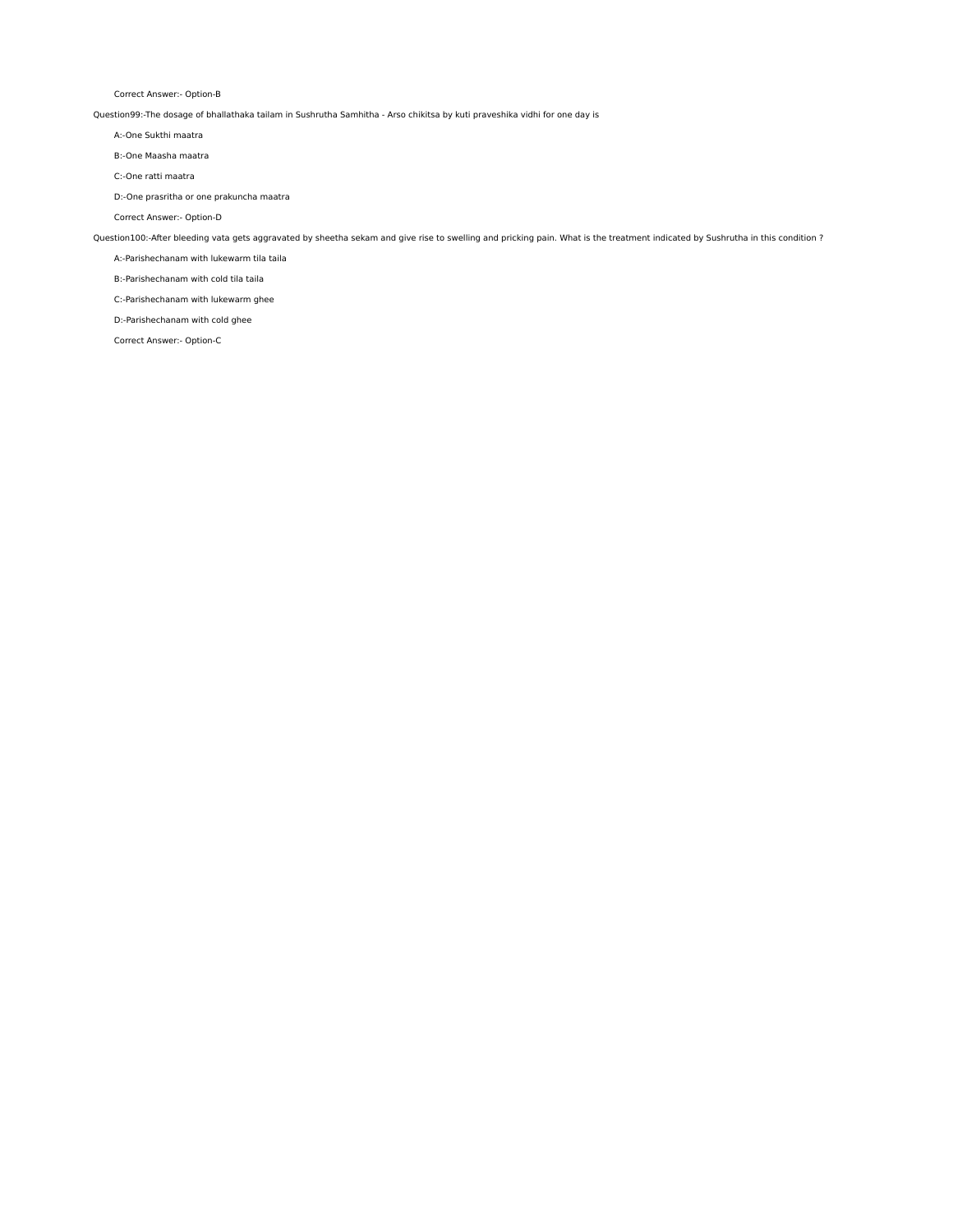Correct Answer:- Option-B

Question99:-The dosage of bhallathaka tailam in Sushrutha Samhitha - Arso chikitsa by kuti praveshika vidhi for one day is

A:-One Sukthi maatra

B:-One Maasha maatra

C:-One ratti maatra

D:-One prasritha or one prakuncha maatra

Correct Answer:- Option-D

Question100:-After bleeding vata gets aggravated by sheetha sekam and give rise to swelling and pricking pain. What is the treatment indicated by Sushrutha in this condition ?

A:-Parishechanam with lukewarm tila taila

B:-Parishechanam with cold tila taila

C:-Parishechanam with lukewarm ghee

D:-Parishechanam with cold ghee

Correct Answer:- Option-C